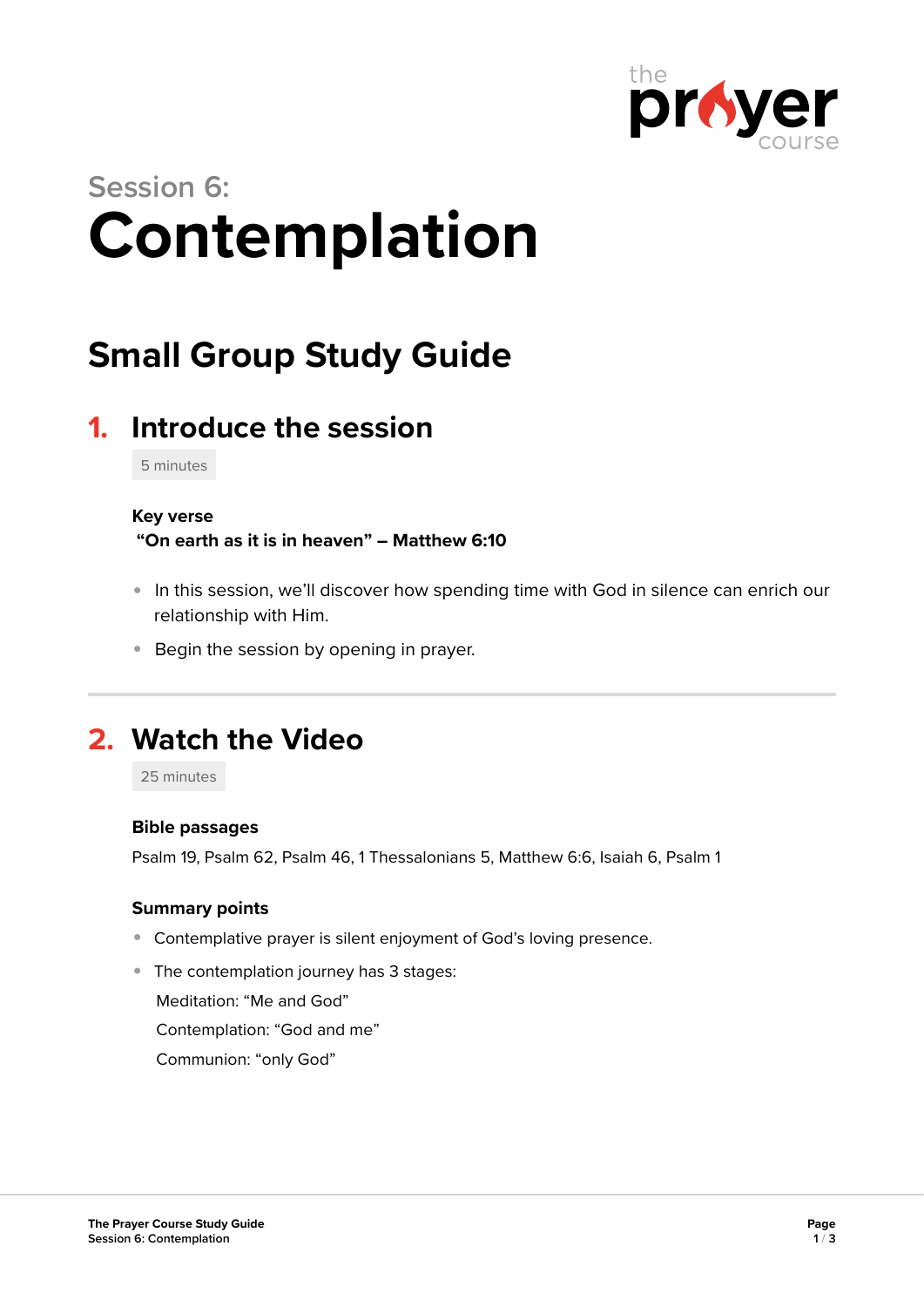Session 6:

# Contemplation

## Small Group Study Guide

### 1. Introduce the session

5 minutes

**Key verse**
**"On earth as it is in heaven" – Matthew 6:10**

- In this session, we'll discover how spending time with God in silence can enrich our relationship with Him.
- Begin the session by opening in prayer.

---

### 2. Watch the Video

25 minutes

**Bible passages**

Psalm 19, Psalm 62, Psalm 46, 1 Thessalonians 5, Matthew 6:6, Isaiah 6, Psalm 1

**Summary points**

- Contemplative prayer is silent enjoyment of God's loving presence.
- The contemplation journey has 3 stages:

  Meditation: "Me and God"

  Contemplation: "God and me"

  Communion: "only God"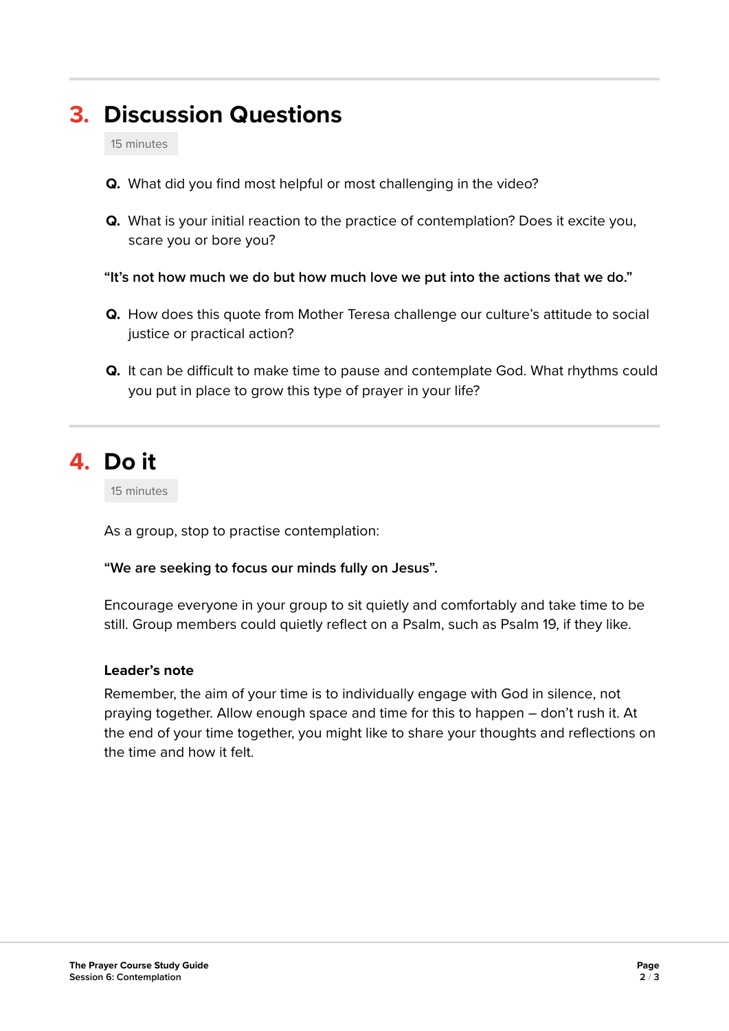## 3. Discussion Questions

15 minutes

**Q.** What did you find most helpful or most challenging in the video?

**Q.** What is your initial reaction to the practice of contemplation? Does it excite you, scare you or bore you?

**“It’s not how much we do but how much love we put into the actions that we do.”**

**Q.** How does this quote from Mother Teresa challenge our culture’s attitude to social justice or practical action?

**Q.** It can be difficult to make time to pause and contemplate God. What rhythms could you put in place to grow this type of prayer in your life?

## 4. Do it

15 minutes

As a group, stop to practise contemplation:

**“We are seeking to focus our minds fully on Jesus”.**

Encourage everyone in your group to sit quietly and comfortably and take time to be still. Group members could quietly reflect on a Psalm, such as Psalm 19, if they like.

**Leader’s note**

Remember, the aim of your time is to individually engage with God in silence, not praying together. Allow enough space and time for this to happen – don’t rush it. At the end of your time together, you might like to share your thoughts and reflections on the time and how it felt.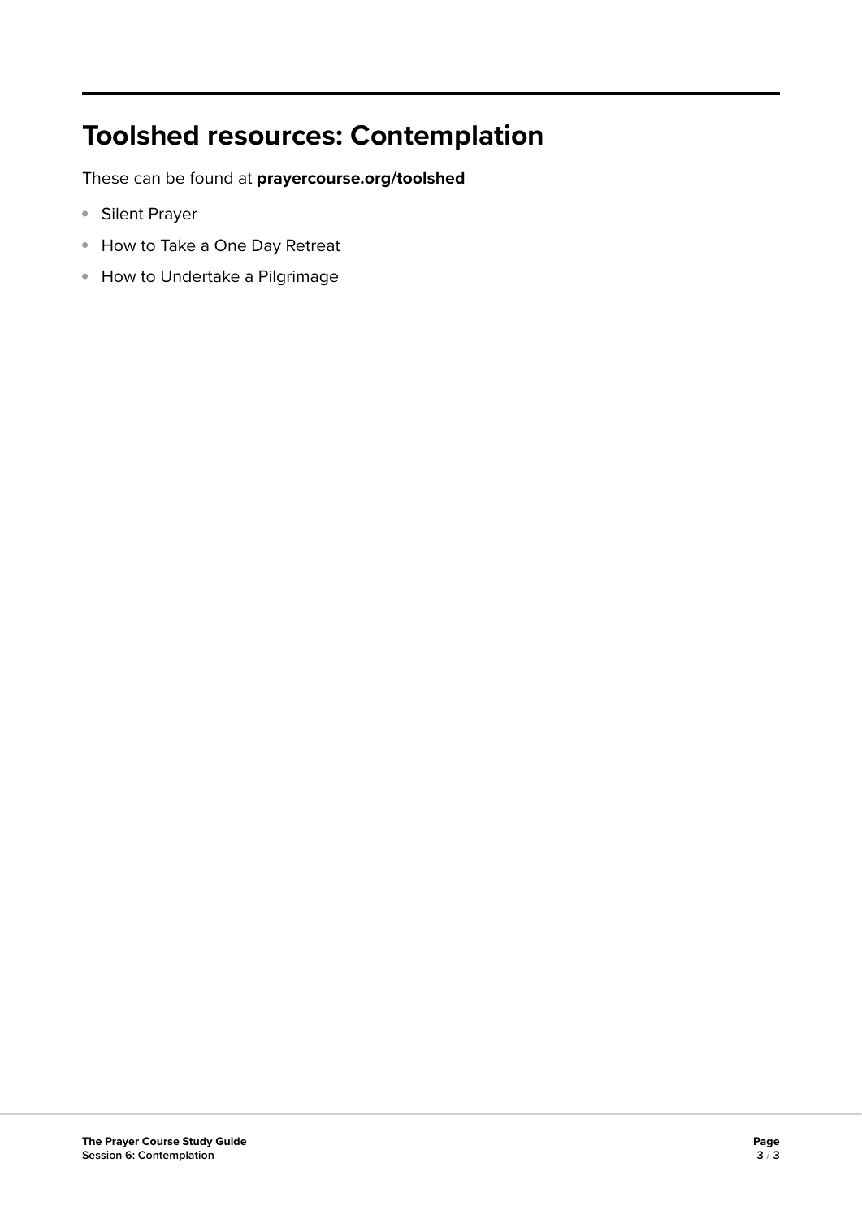## Toolshed resources: Contemplation

These can be found at **prayercourse.org/toolshed**

- Silent Prayer
- How to Take a One Day Retreat
- How to Undertake a Pilgrimage